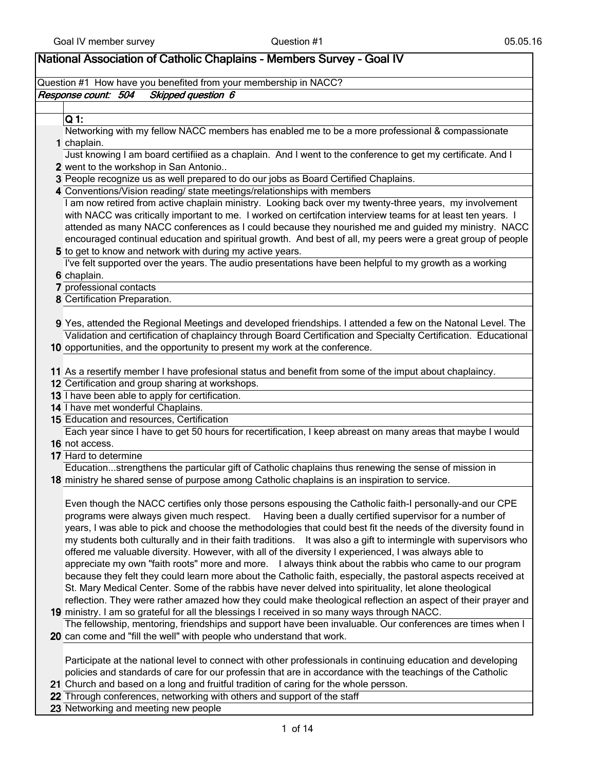## National Association of Catholic Chaplains - Members Survey - Goal IV

Question #1 How have you benefited from your membership in NACC?

*Response count: 504 Skipped question 6*

| | Q 1: |
|---|---|
| 1 | Networking with my fellow NACC members has enabled me to be a more professional & compassionate chaplain. |
| 2 | Just knowing I am board certifiied as a chaplain. And I went to the conference to get my certificate. And I went to the workshop in San Antonio.. |
| 3 | People recognize us as well prepared to do our jobs as Board Certified Chaplains. |
| 4 | Conventions/Vision reading/ state meetings/relationships with members |
| 5 | I am now retired from active chaplain ministry. Looking back over my twenty-three years, my involvement with NACC was critically important to me. I worked on certifcation interview teams for at least ten years. I attended as many NACC conferences as I could because they nourished me and guided my ministry. NACC encouraged continual education and spiritual growth. And best of all, my peers were a great group of people to get to know and network with during my active years. |
| 6 | I've felt supported over the years. The audio presentations have been helpful to my growth as a working chaplain. |
| 7 | professional contacts |
| 8 | Certification Preparation. |
| 9 | Yes, attended the Regional Meetings and developed friendships. I attended a few on the Natonal Level. The |
| 10 | Validation and certification of chaplaincy through Board Certification and Specialty Certification. Educational opportunities, and the opportunity to present my work at the conference. |
| 11 | As a resertify member I have profesional status and benefit from some of the imput about chaplaincy. |
| 12 | Certification and group sharing at workshops. |
| 13 | I have been able to apply for certification. |
| 14 | I have met wonderful Chaplains. |
| 15 | Education and resources, Certification |
| 16 | Each year since I have to get 50 hours for recertification, I keep abreast on many areas that maybe I would not access. |
| 17 | Hard to determine |
| 18 | Education...strengthens the particular gift of Catholic chaplains thus renewing the sense of mission in ministry he shared sense of purpose among Catholic chaplains is an inspiration to service. |
| 19 | Even though the NACC certifies only those persons espousing the Catholic faith-I personally-and our CPE programs were always given much respect. Having been a dually certified supervisor for a number of years, I was able to pick and choose the methodologies that could best fit the needs of the diversity found in my students both culturally and in their faith traditions. It was also a gift to intermingle with supervisors who offered me valuable diversity. However, with all of the diversity I experienced, I was always able to appreciate my own "faith roots" more and more. I always think about the rabbis who came to our program because they felt they could learn more about the Catholic faith, especially, the pastoral aspects received at St. Mary Medical Center. Some of the rabbis have never delved into spirituality, let alone theological reflection. They were rather amazed how they could make theological reflection an aspect of their prayer and ministry. I am so grateful for all the blessings I received in so many ways through NACC. |
| 20 | The fellowship, mentoring, friendships and support have been invaluable. Our conferences are times when I can come and "fill the well" with people who understand that work. |
| 21 | Participate at the national level to connect with other professionals in continuing education and developing policies and standards of care for our professin that are in accordance with the teachings of the Catholic Church and based on a long and fruitful tradition of caring for the whole persson. |
| 22 | Through conferences, networking with others and support of the staff |
| 23 | Networking and meeting new people |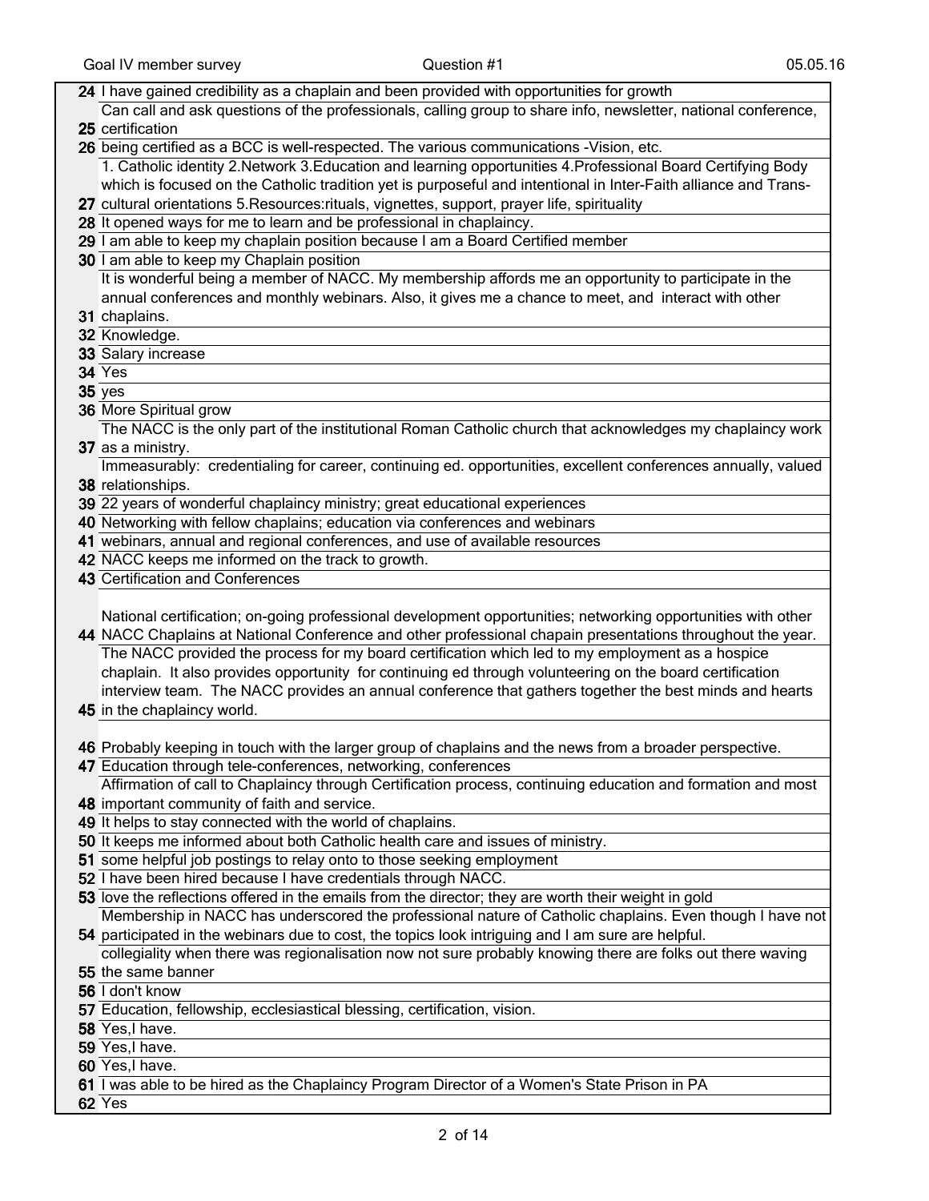| # | Response |
|---|---|
| 24 | I have gained credibility as a chaplain and been provided with opportunities for growth |
| 25 | Can call and ask questions of the professionals, calling group to share info, newsletter, national conference, certification |
| 26 | being certified as a BCC is well-respected. The various communications -Vision, etc. |
| 27 | 1. Catholic identity 2.Network 3.Education and learning opportunities 4.Professional Board Certifying Body which is focused on the Catholic tradition yet is purposeful and intentional in Inter-Faith alliance and Trans-cultural orientations 5.Resources:rituals, vignettes, support, prayer life, spirituality |
| 28 | It opened ways for me to learn and be professional in chaplaincy. |
| 29 | I am able to keep my chaplain position because I am a Board Certified member |
| 30 | I am able to keep my Chaplain position |
| 31 | It is wonderful being a member of NACC. My membership affords me an opportunity to participate in the annual conferences and monthly webinars. Also, it gives me a chance to meet, and interact with other chaplains. |
| 32 | Knowledge. |
| 33 | Salary increase |
| 34 | Yes |
| 35 | yes |
| 36 | More Spiritual grow |
| 37 | The NACC is the only part of the institutional Roman Catholic church that acknowledges my chaplaincy work as a ministry. |
| 38 | Immeasurably: credentialing for career, continuing ed. opportunities, excellent conferences annually, valued relationships. |
| 39 | 22 years of wonderful chaplaincy ministry; great educational experiences |
| 40 | Networking with fellow chaplains; education via conferences and webinars |
| 41 | webinars, annual and regional conferences, and use of available resources |
| 42 | NACC keeps me informed on the track to growth. |
| 43 | Certification and Conferences |
| 44 | National certification; on-going professional development opportunities; networking opportunities with other NACC Chaplains at National Conference and other professional chapain presentations throughout the year. |
| 45 | The NACC provided the process for my board certification which led to my employment as a hospice chaplain. It also provides opportunity for continuing ed through volunteering on the board certification interview team. The NACC provides an annual conference that gathers together the best minds and hearts in the chaplaincy world. |
| 46 | Probably keeping in touch with the larger group of chaplains and the news from a broader perspective. |
| 47 | Education through tele-conferences, networking, conferences |
| 48 | Affirmation of call to Chaplaincy through Certification process, continuing education and formation and most important community of faith and service. |
| 49 | It helps to stay connected with the world of chaplains. |
| 50 | It keeps me informed about both Catholic health care and issues of ministry. |
| 51 | some helpful job postings to relay onto to those seeking employment |
| 52 | I have been hired because I have credentials through NACC. |
| 53 | love the reflections offered in the emails from the director; they are worth their weight in gold |
| 54 | Membership in NACC has underscored the professional nature of Catholic chaplains. Even though I have not participated in the webinars due to cost, the topics look intriguing and I am sure are helpful. |
| 55 | collegiality when there was regionalisation now not sure probably knowing there are folks out there waving the same banner |
| 56 | I don't know |
| 57 | Education, fellowship, ecclesiastical blessing, certification, vision. |
| 58 | Yes,I have. |
| 59 | Yes,I have. |
| 60 | Yes,I have. |
| 61 | I was able to be hired as the Chaplaincy Program Director of a Women's State Prison in PA |
| 62 | Yes |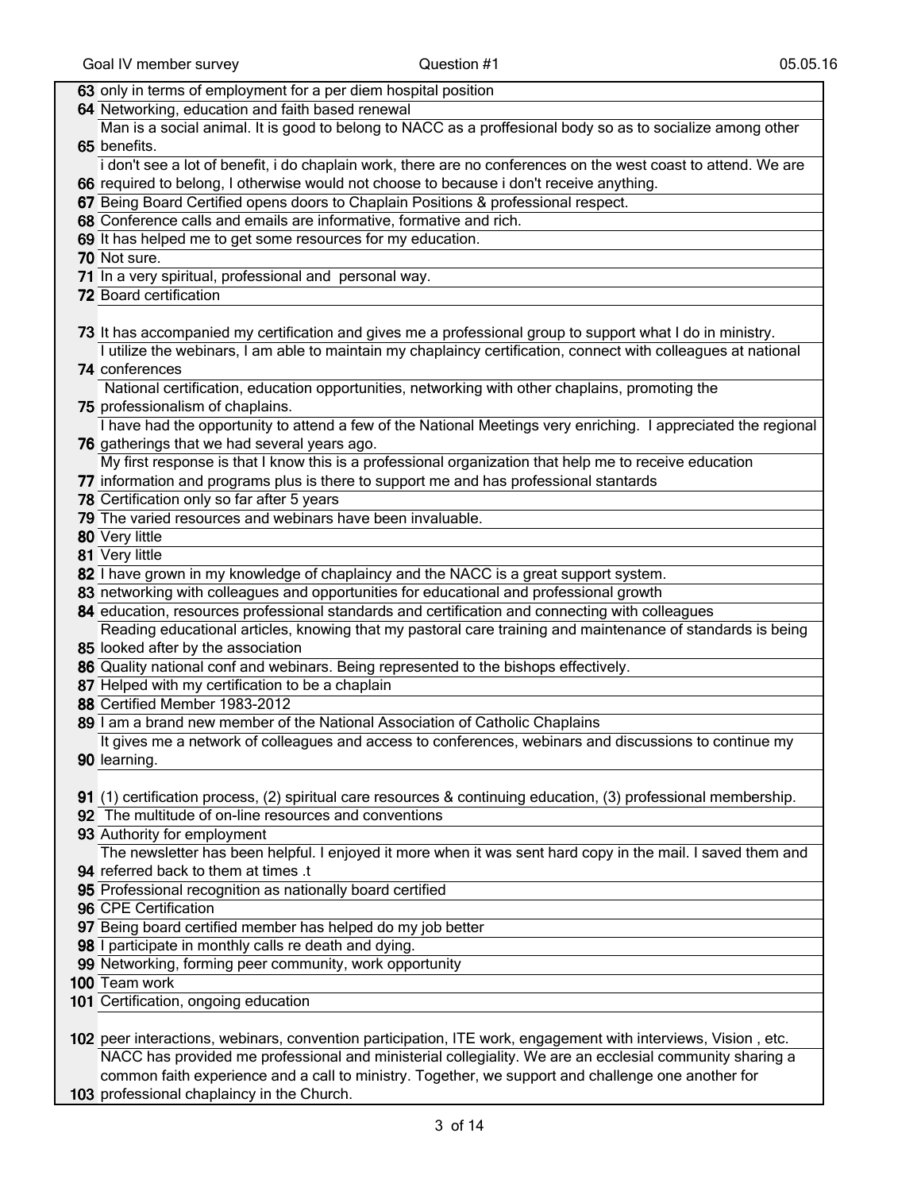| | |
|---|---|
| 63 | only in terms of employment for a per diem hospital position |
| 64 | Networking, education and faith based renewal |
| 65 | Man is a social animal. It is good to belong to NACC as a proffesional body so as to socialize among other benefits. |
| 66 | i don't see a lot of benefit, i do chaplain work, there are no conferences on the west coast to attend. We are required to belong, I otherwise would not choose to because i don't receive anything. |
| 67 | Being Board Certified opens doors to Chaplain Positions & professional respect. |
| 68 | Conference calls and emails are informative, formative and rich. |
| 69 | It has helped me to get some resources for my education. |
| 70 | Not sure. |
| 71 | In a very spiritual, professional and personal way. |
| 72 | Board certification |
| 73 | It has accompanied my certification and gives me a professional group to support what I do in ministry. |
| 74 | I utilize the webinars, I am able to maintain my chaplaincy certification, connect with colleagues at national conferences |
| 75 | National certification, education opportunities, networking with other chaplains, promoting the professionalism of chaplains. |
| 76 | I have had the opportunity to attend a few of the National Meetings very enriching. I appreciated the regional gatherings that we had several years ago. |
| 77 | My first response is that I know this is a professional organization that help me to receive education information and programs plus is there to support me and has professional stantards |
| 78 | Certification only so far after 5 years |
| 79 | The varied resources and webinars have been invaluable. |
| 80 | Very little |
| 81 | Very little |
| 82 | I have grown in my knowledge of chaplaincy and the NACC is a great support system. |
| 83 | networking with colleagues and opportunities for educational and professional growth |
| 84 | education, resources professional standards and certification and connecting with colleagues |
| 85 | Reading educational articles, knowing that my pastoral care training and maintenance of standards is being looked after by the association |
| 86 | Quality national conf and webinars. Being represented to the bishops effectively. |
| 87 | Helped with my certification to be a chaplain |
| 88 | Certified Member 1983-2012 |
| 89 | I am a brand new member of the National Association of Catholic Chaplains |
| 90 | It gives me a network of colleagues and access to conferences, webinars and discussions to continue my learning. |
| 91 | (1) certification process, (2) spiritual care resources & continuing education, (3) professional membership. |
| 92 | The multitude of on-line resources and conventions |
| 93 | Authority for employment |
| 94 | The newsletter has been helpful. I enjoyed it more when it was sent hard copy in the mail. I saved them and referred back to them at times .t |
| 95 | Professional recognition as nationally board certified |
| 96 | CPE Certification |
| 97 | Being board certified member has helped do my job better |
| 98 | I participate in monthly calls re death and dying. |
| 99 | Networking, forming peer community, work opportunity |
| 100 | Team work |
| 101 | Certification, ongoing education |
| 102 | peer interactions, webinars, convention participation, ITE work, engagement with interviews, Vision , etc. |
| 103 | NACC has provided me professional and ministerial collegiality. We are an ecclesial community sharing a common faith experience and a call to ministry. Together, we support and challenge one another for professional chaplaincy in the Church. |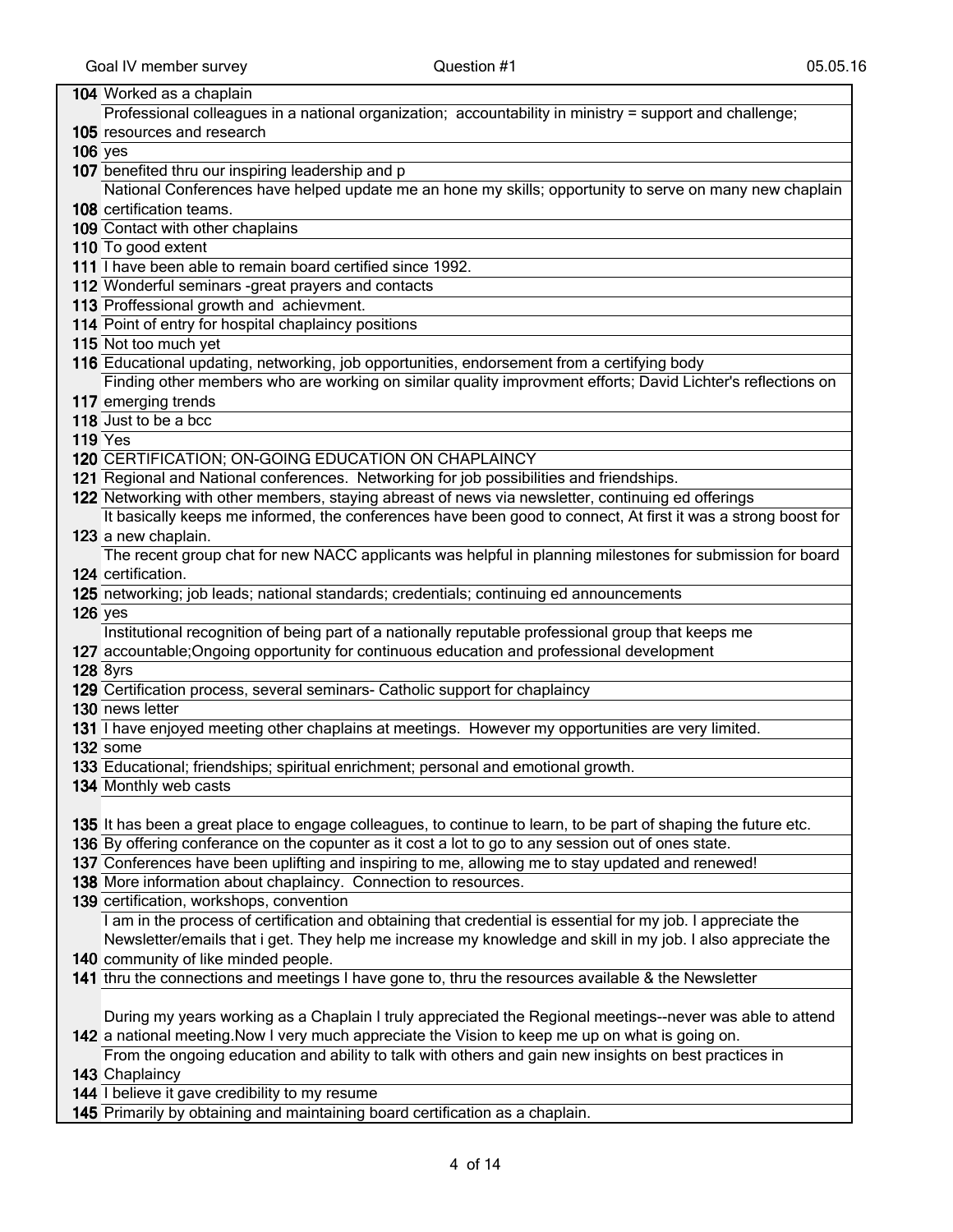| # | Response |
|---|---|
| 104 | Worked as a chaplain |
| 105 | Professional colleagues in a national organization; accountability in ministry = support and challenge; resources and research |
| 106 | yes |
| 107 | benefited thru our inspiring leadership and p |
| 108 | National Conferences have helped update me an hone my skills; opportunity to serve on many new chaplain certification teams. |
| 109 | Contact with other chaplains |
| 110 | To good extent |
| 111 | I have been able to remain board certified since 1992. |
| 112 | Wonderful seminars -great prayers and contacts |
| 113 | Proffessional growth and achievment. |
| 114 | Point of entry for hospital chaplaincy positions |
| 115 | Not too much yet |
| 116 | Educational updating, networking, job opportunities, endorsement from a certifying body |
| 117 | Finding other members who are working on similar quality improvment efforts; David Lichter's reflections on emerging trends |
| 118 | Just to be a bcc |
| 119 | Yes |
| 120 | CERTIFICATION; ON-GOING EDUCATION ON CHAPLAINCY |
| 121 | Regional and National conferences. Networking for job possibilities and friendships. |
| 122 | Networking with other members, staying abreast of news via newsletter, continuing ed offerings |
| 123 | It basically keeps me informed, the conferences have been good to connect, At first it was a strong boost for a new chaplain. |
| 124 | The recent group chat for new NACC applicants was helpful in planning milestones for submission for board certification. |
| 125 | networking; job leads; national standards; credentials; continuing ed announcements |
| 126 | yes |
| 127 | Institutional recognition of being part of a nationally reputable professional group that keeps me accountable;Ongoing opportunity for continuous education and professional development |
| 128 | 8yrs |
| 129 | Certification process, several seminars- Catholic support for chaplaincy |
| 130 | news letter |
| 131 | I have enjoyed meeting other chaplains at meetings. However my opportunities are very limited. |
| 132 | some |
| 133 | Educational; friendships; spiritual enrichment; personal and emotional growth. |
| 134 | Monthly web casts |
| 135 | It has been a great place to engage colleagues, to continue to learn, to be part of shaping the future etc. |
| 136 | By offering conferance on the copunter as it cost a lot to go to any session out of ones state. |
| 137 | Conferences have been uplifting and inspiring to me, allowing me to stay updated and renewed! |
| 138 | More information about chaplaincy. Connection to resources. |
| 139 | certification, workshops, convention |
| 140 | I am in the process of certification and obtaining that credential is essential for my job. I appreciate the Newsletter/emails that i get. They help me increase my knowledge and skill in my job. I also appreciate the community of like minded people. |
| 141 | thru the connections and meetings I have gone to, thru the resources available & the Newsletter |
| 142 | During my years working as a Chaplain I truly appreciated the Regional meetings--never was able to attend a national meeting.Now I very much appreciate the Vision to keep me up on what is going on. |
| 143 | From the ongoing education and ability to talk with others and gain new insights on best practices in Chaplaincy |
| 144 | I believe it gave credibility to my resume |
| 145 | Primarily by obtaining and maintaining board certification as a chaplain. |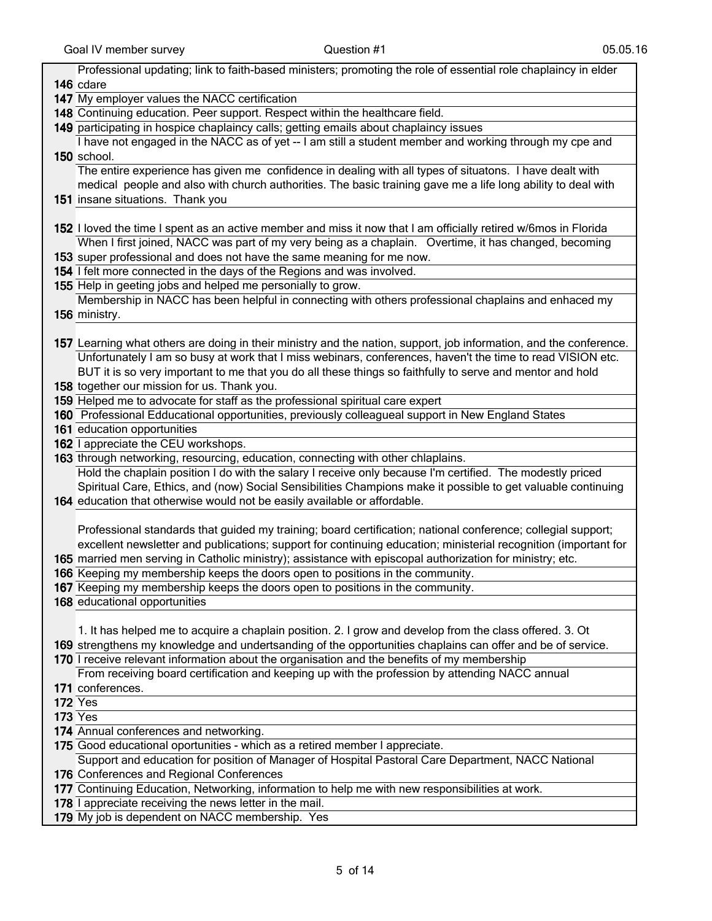| | |
|---|---|
| 146 | Professional updating; link to faith-based ministers; promoting the role of essential role chaplaincy in elder cdare |
| 147 | My employer values the NACC certification |
| 148 | Continuing education. Peer support. Respect within the healthcare field. |
| 149 | participating in hospice chaplaincy calls; getting emails about chaplaincy issues |
| 150 | I have not engaged in the NACC as of yet -- I am still a student member and working through my cpe and school. |
| 151 | The entire experience has given me confidence in dealing with all types of situatons. I have dealt with medical people and also with church authorities. The basic training gave me a life long ability to deal with insane situations. Thank you |
| 152 | I loved the time I spent as an active member and miss it now that I am officially retired w/6mos in Florida |
| 153 | When I first joined, NACC was part of my very being as a chaplain. Overtime, it has changed, becoming super professional and does not have the same meaning for me now. |
| 154 | I felt more connected in the days of the Regions and was involved. |
| 155 | Help in geeting jobs and helped me personally to grow. |
| 156 | Membership in NACC has been helpful in connecting with others professional chaplains and enhaced my ministry. |
| 157 | Learning what others are doing in their ministry and the nation, support, job information, and the conference. |
| 158 | Unfortunately I am so busy at work that I miss webinars, conferences, haven't the time to read VISION etc. BUT it is so very important to me that you do all these things so faithfully to serve and mentor and hold together our mission for us. Thank you. |
| 159 | Helped me to advocate for staff as the professional spiritual care expert |
| 160 | Professional Edducational opportunities, previously colleagueal support in New England States |
| 161 | education opportunities |
| 162 | I appreciate the CEU workshops. |
| 163 | through networking, resourcing, education, connecting with other chlaplains. |
| 164 | Hold the chaplain position I do with the salary I receive only because I'm certified. The modestly priced Spiritual Care, Ethics, and (now) Social Sensibilities Champions make it possible to get valuable continuing education that otherwise would not be easily available or affordable. |
| 165 | Professional standards that guided my training; board certification; national conference; collegial support; excellent newsletter and publications; support for continuing education; ministerial recognition (important for married men serving in Catholic ministry); assistance with episcopal authorization for ministry; etc. |
| 166 | Keeping my membership keeps the doors open to positions in the community. |
| 167 | Keeping my membership keeps the doors open to positions in the community. |
| 168 | educational opportunities |
| 169 | 1. It has helped me to acquire a chaplain position. 2. I grow and develop from the class offered. 3. Ot strengthens my knowledge and undertsanding of the opportunities chaplains can offer and be of service. |
| 170 | I receive relevant information about the organisation and the benefits of my membership |
| 171 | From receiving board certification and keeping up with the profession by attending NACC annual conferences. |
| 172 | Yes |
| 173 | Yes |
| 174 | Annual conferences and networking. |
| 175 | Good educational oportunities - which as a retired member I appreciate. |
| 176 | Support and education for position of Manager of Hospital Pastoral Care Department, NACC National Conferences and Regional Conferences |
| 177 | Continuing Education, Networking, information to help me with new responsibilities at work. |
| 178 | I appreciate receiving the news letter in the mail. |
| 179 | My job is dependent on NACC membership. Yes |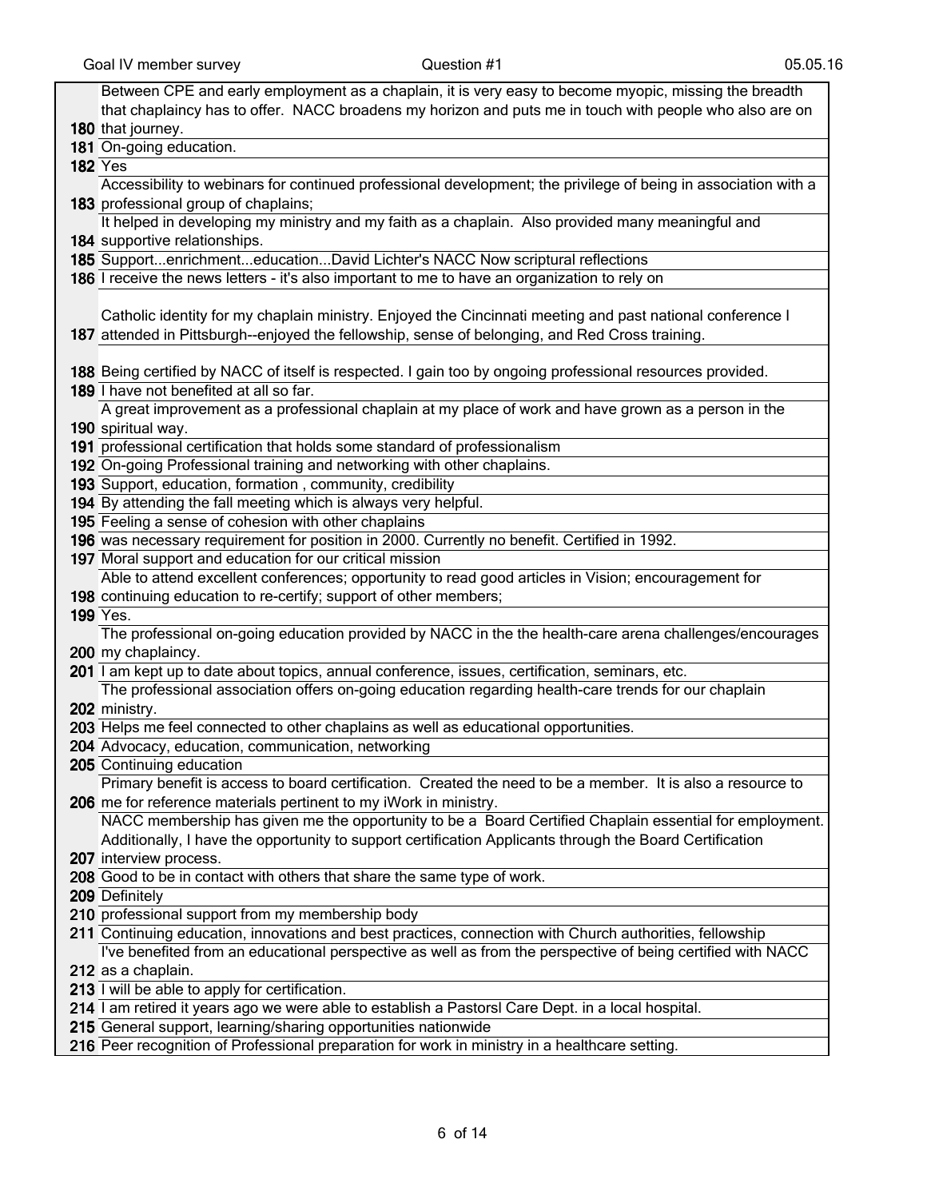| | |
|---|---|
| 180 | Between CPE and early employment as a chaplain, it is very easy to become myopic, missing the breadth that chaplaincy has to offer. NACC broadens my horizon and puts me in touch with people who also are on that journey. |
| 181 | On-going education. |
| 182 | Yes |
| 183 | Accessibility to webinars for continued professional development; the privilege of being in association with a professional group of chaplains; |
| 184 | It helped in developing my ministry and my faith as a chaplain. Also provided many meaningful and supportive relationships. |
| 185 | Support...enrichment...education...David Lichter's NACC Now scriptural reflections |
| 186 | I receive the news letters - it's also important to me to have an organization to rely on |
| 187 | Catholic identity for my chaplain ministry. Enjoyed the Cincinnati meeting and past national conference I attended in Pittsburgh--enjoyed the fellowship, sense of belonging, and Red Cross training. |
| 188 | Being certified by NACC of itself is respected. I gain too by ongoing professional resources provided. |
| 189 | I have not benefited at all so far. |
| 190 | A great improvement as a professional chaplain at my place of work and have grown as a person in the spiritual way. |
| 191 | professional certification that holds some standard of professionalism |
| 192 | On-going Professional training and networking with other chaplains. |
| 193 | Support, education, formation , community, credibility |
| 194 | By attending the fall meeting which is always very helpful. |
| 195 | Feeling a sense of cohesion with other chaplains |
| 196 | was necessary requirement for position in 2000. Currently no benefit. Certified in 1992. |
| 197 | Moral support and education for our critical mission |
| 198 | Able to attend excellent conferences; opportunity to read good articles in Vision; encouragement for continuing education to re-certify; support of other members; |
| 199 | Yes. |
| 200 | The professional on-going education provided by NACC in the the health-care arena challenges/encourages my chaplaincy. |
| 201 | I am kept up to date about topics, annual conference, issues, certification, seminars, etc. |
| 202 | The professional association offers on-going education regarding health-care trends for our chaplain ministry. |
| 203 | Helps me feel connected to other chaplains as well as educational opportunities. |
| 204 | Advocacy, education, communication, networking |
| 205 | Continuing education |
| 206 | Primary benefit is access to board certification. Created the need to be a member. It is also a resource to me for reference materials pertinent to my iWork in ministry. |
| 207 | NACC membership has given me the opportunity to be a Board Certified Chaplain essential for employment. Additionally, I have the opportunity to support certification Applicants through the Board Certification interview process. |
| 208 | Good to be in contact with others that share the same type of work. |
| 209 | Definitely |
| 210 | professional support from my membership body |
| 211 | Continuing education, innovations and best practices, connection with Church authorities, fellowship |
| 212 | I've benefited from an educational perspective as well as from the perspective of being certified with NACC as a chaplain. |
| 213 | I will be able to apply for certification. |
| 214 | I am retired it years ago we were able to establish a Pastorsl Care Dept. in a local hospital. |
| 215 | General support, learning/sharing opportunities nationwide |
| 216 | Peer recognition of Professional preparation for work in ministry in a healthcare setting. |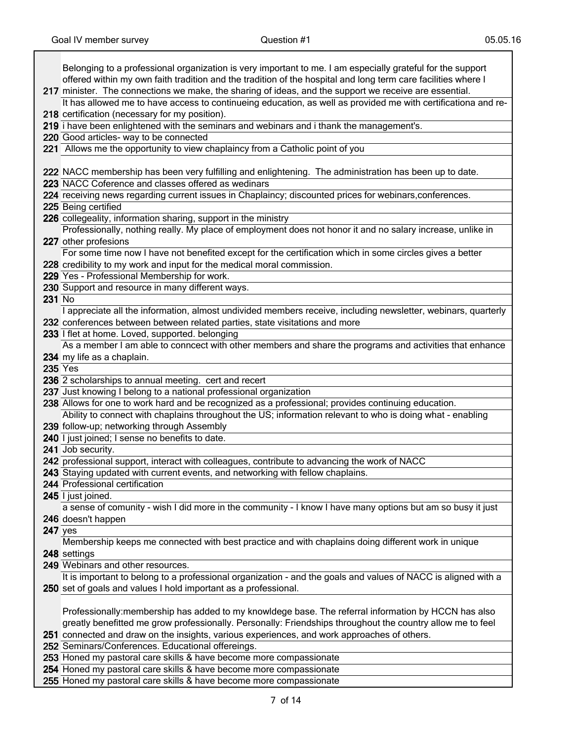| | |
|---|---|
| **217** | Belonging to a professional organization is very important to me. I am especially grateful for the support offered within my own faith tradition and the tradition of the hospital and long term care facilities where I minister. The connections we make, the sharing of ideas, and the support we receive are essential. |
| **218** | It has allowed me to have access to continueing education, as well as provided me with certificationa and re-certification (necessary for my position). |
| **219** | i have been enlightened with the seminars and webinars and i thank the management's. |
| **220** | Good articles- way to be connected |
| **221** | Allows me the opportunity to view chaplaincy from a Catholic point of you |
| **222** | NACC membership has been very fulfilling and enlightening. The administration has been up to date. |
| **223** | NACC Coference and classes offered as wedinars |
| **224** | receiving news regarding current issues in Chaplaincy; discounted prices for webinars,conferences. |
| **225** | Being certified |
| **226** | collegeality, information sharing, support in the ministry |
| **227** | Professionally, nothing really. My place of employment does not honor it and no salary increase, unlike in other profesions |
| **228** | For some time now I have not benefited except for the certification which in some circles gives a better credibility to my work and input for the medical moral commission. |
| **229** | Yes - Professional Membership for work. |
| **230** | Support and resource in many different ways. |
| **231** | No |
| **232** | I appreciate all the information, almost undivided members receive, including newsletter, webinars, quarterly conferences between between related parties, state visitations and more |
| **233** | I flet at home. Loved, supported. belonging |
| **234** | As a member I am able to conncect with other members and share the programs and activities that enhance my life as a chaplain. |
| **235** | Yes |
| **236** | 2 scholarships to annual meeting. cert and recert |
| **237** | Just knowing I belong to a national professional organization |
| **238** | Allows for one to work hard and be recognized as a professional; provides continuing education. |
| **239** | Ability to connect with chaplains throughout the US; information relevant to who is doing what - enabling follow-up; networking through Assembly |
| **240** | I just joined; I sense no benefits to date. |
| **241** | Job security. |
| **242** | professional support, interact with colleagues, contribute to advancing the work of NACC |
| **243** | Staying updated with current events, and networking with fellow chaplains. |
| **244** | Professional certification |
| **245** | I just joined. |
| **246** | a sense of comunity - wish I did more in the community - I know I have many options but am so busy it just doesn't happen |
| **247** | yes |
| **248** | Membership keeps me connected with best practice and with chaplains doing different work in unique settings |
| **249** | Webinars and other resources. |
| **250** | It is important to belong to a professional organization - and the goals and values of NACC is aligned with a set of goals and values I hold important as a professional. |
| **251** | Professionally:membership has added to my knowldege base. The referral information by HCCN has also greatly benefitted me grow professionally. Personally: Friendships throughout the country allow me to feel connected and draw on the insights, various experiences, and work approaches of others. |
| **252** | Seminars/Conferences. Educational offereings. |
| **253** | Honed my pastoral care skills & have become more compassionate |
| **254** | Honed my pastoral care skills & have become more compassionate |
| **255** | Honed my pastoral care skills & have become more compassionate |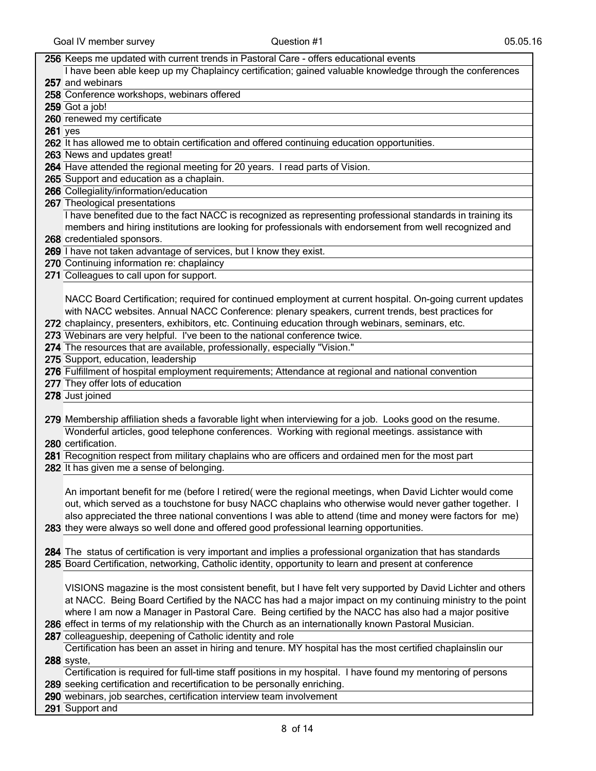| | |
|---|---|
| **256** | Keeps me updated with current trends in Pastoral Care - offers educational events |
| **257** | I have been able keep up my Chaplaincy certification; gained valuable knowledge through the conferences and webinars |
| **258** | Conference workshops, webinars offered |
| **259** | Got a job! |
| **260** | renewed my certificate |
| **261** | yes |
| **262** | It has allowed me to obtain certification and offered continuing education opportunities. |
| **263** | News and updates great! |
| **264** | Have attended the regional meeting for 20 years. I read parts of Vision. |
| **265** | Support and education as a chaplain. |
| **266** | Collegiality/information/education |
| **267** | Theological presentations |
| **268** | I have benefited due to the fact NACC is recognized as representing professional standards in training its members and hiring institutions are looking for professionals with endorsement from well recognized and credentialed sponsors. |
| **269** | I have not taken advantage of services, but I know they exist. |
| **270** | Continuing information re: chaplaincy |
| **271** | Colleagues to call upon for support. |
| **272** | NACC Board Certification; required for continued employment at current hospital. On-going current updates with NACC websites. Annual NACC Conference: plenary speakers, current trends, best practices for chaplaincy, presenters, exhibitors, etc. Continuing education through webinars, seminars, etc. |
| **273** | Webinars are very helpful. I've been to the national conference twice. |
| **274** | The resources that are available, professionally, especially "Vision." |
| **275** | Support, education, leadership |
| **276** | Fulfillment of hospital employment requirements; Attendance at regional and national convention |
| **277** | They offer lots of education |
| **278** | Just joined |
| **279** | Membership affiliation sheds a favorable light when interviewing for a job. Looks good on the resume. |
| **280** | Wonderful articles, good telephone conferences. Working with regional meetings. assistance with certification. |
| **281** | Recognition respect from military chaplains who are officers and ordained men for the most part |
| **282** | It has given me a sense of belonging. |
| **283** | An important benefit for me (before I retired( were the regional meetings, when David Lichter would come out, which served as a touchstone for busy NACC chaplains who otherwise would never gather together. I also appreciated the three national conventions I was able to attend (time and money were factors for me) they were always so well done and offered good professional learning opportunities. |
| **284** | The status of certification is very important and implies a professional organization that has standards |
| **285** | Board Certification, networking, Catholic identity, opportunity to learn and present at conference |
| **286** | VISIONS magazine is the most consistent benefit, but I have felt very supported by David Lichter and others at NACC. Being Board Certified by the NACC has had a major impact on my continuing ministry to the point where I am now a Manager in Pastoral Care. Being certified by the NACC has also had a major positive effect in terms of my relationship with the Church as an internationally known Pastoral Musician. |
| **287** | colleagueship, deepening of Catholic identity and role |
| **288** | Certification has been an asset in hiring and tenure. MY hospital has the most certified chaplainslin our syste, |
| **289** | Certification is required for full-time staff positions in my hospital. I have found my mentoring of persons seeking certification and recertification to be personally enriching. |
| **290** | webinars, job searches, certification interview team involvement |
| **291** | Support and |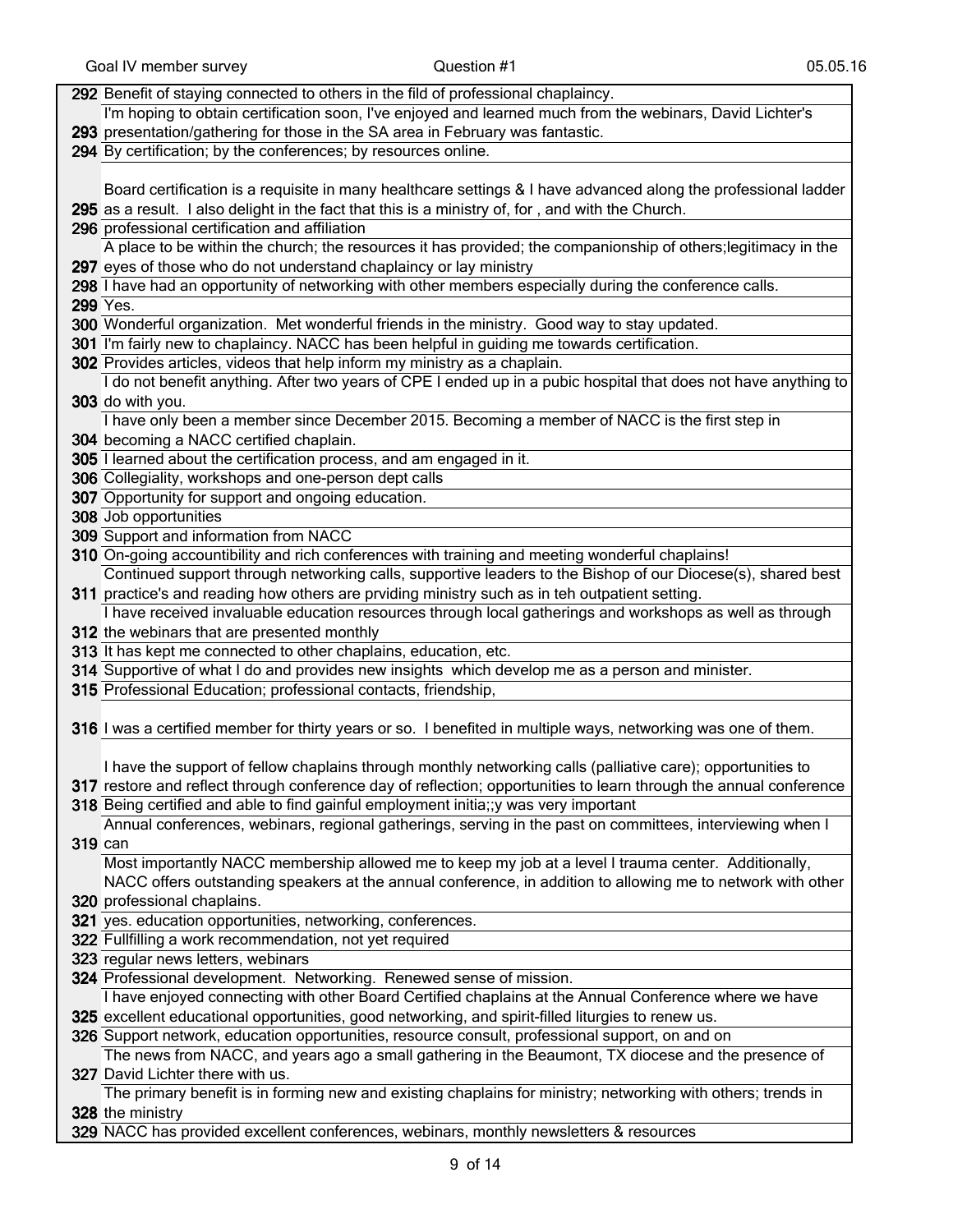| | |
|---|---|
| **292** | Benefit of staying connected to others in the fild of professional chaplaincy. |
| **293** | I'm hoping to obtain certification soon, I've enjoyed and learned much from the webinars, David Lichter's presentation/gathering for those in the SA area in February was fantastic. |
| **294** | By certification; by the conferences; by resources online. |
| **295** | Board certification is a requisite in many healthcare settings & I have advanced along the professional ladder as a result. I also delight in the fact that this is a ministry of, for , and with the Church. |
| **296** | professional certification and affiliation |
| **297** | A place to be within the church; the resources it has provided; the companionship of others;legitimacy in the eyes of those who do not understand chaplaincy or lay ministry |
| **298** | I have had an opportunity of networking with other members especially during the conference calls. |
| **299** | Yes. |
| **300** | Wonderful organization. Met wonderful friends in the ministry. Good way to stay updated. |
| **301** | I'm fairly new to chaplaincy. NACC has been helpful in guiding me towards certification. |
| **302** | Provides articles, videos that help inform my ministry as a chaplain. |
| **303** | I do not benefit anything. After two years of CPE I ended up in a pubic hospital that does not have anything to do with you. |
| **304** | I have only been a member since December 2015. Becoming a member of NACC is the first step in becoming a NACC certified chaplain. |
| **305** | I learned about the certification process, and am engaged in it. |
| **306** | Collegiality, workshops and one-person dept calls |
| **307** | Opportunity for support and ongoing education. |
| **308** | Job opportunities |
| **309** | Support and information from NACC |
| **310** | On-going accountibility and rich conferences with training and meeting wonderful chaplains! |
| **311** | Continued support through networking calls, supportive leaders to the Bishop of our Diocese(s), shared best practice's and reading how others are prviding ministry such as in teh outpatient setting. |
| **312** | I have received invaluable education resources through local gatherings and workshops as well as through the webinars that are presented monthly |
| **313** | It has kept me connected to other chaplains, education, etc. |
| **314** | Supportive of what I do and provides new insights which develop me as a person and minister. |
| **315** | Professional Education; professional contacts, friendship, |
| **316** | I was a certified member for thirty years or so. I benefited in multiple ways, networking was one of them. |
| **317** | I have the support of fellow chaplains through monthly networking calls (palliative care); opportunities to restore and reflect through conference day of reflection; opportunities to learn through the annual conference |
| **318** | Being certified and able to find gainful employment initia;;y was very important |
| **319** | Annual conferences, webinars, regional gatherings, serving in the past on committees, interviewing when I can |
| **320** | Most importantly NACC membership allowed me to keep my job at a level I trauma center. Additionally, NACC offers outstanding speakers at the annual conference, in addition to allowing me to network with other professional chaplains. |
| **321** | yes. education opportunities, networking, conferences. |
| **322** | Fullfilling a work recommendation, not yet required |
| **323** | regular news letters, webinars |
| **324** | Professional development. Networking. Renewed sense of mission. |
| **325** | I have enjoyed connecting with other Board Certified chaplains at the Annual Conference where we have excellent educational opportunities, good networking, and spirit-filled liturgies to renew us. |
| **326** | Support network, education opportunities, resource consult, professional support, on and on |
| **327** | The news from NACC, and years ago a small gathering in the Beaumont, TX diocese and the presence of David Lichter there with us. |
| **328** | The primary benefit is in forming new and existing chaplains for ministry; networking with others; trends in the ministry |
| **329** | NACC has provided excellent conferences, webinars, monthly newsletters & resources |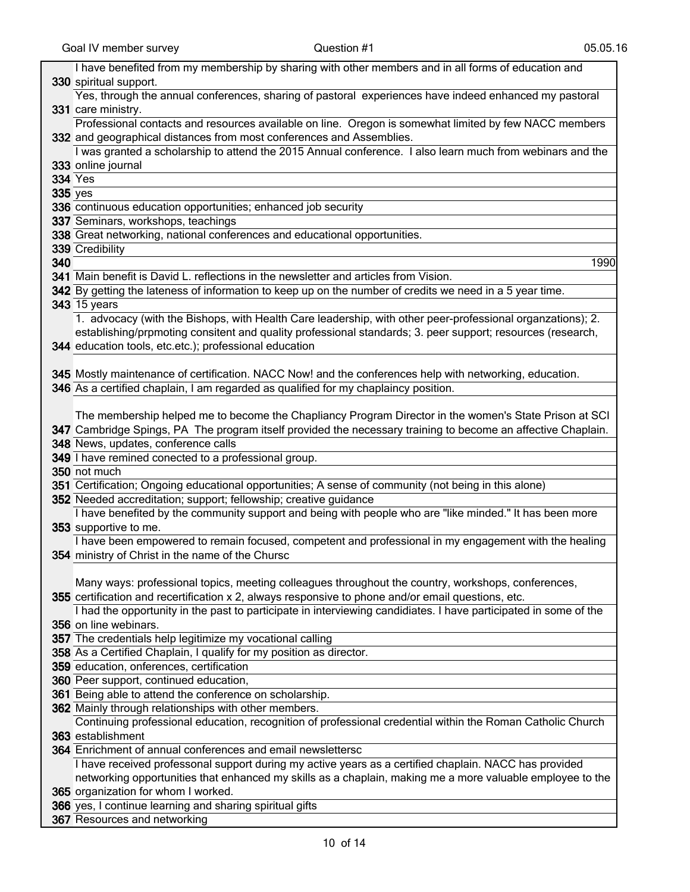| | |
|---|---|
| 330 | I have benefited from my membership by sharing with other members and in all forms of education and spiritual support. |
| 331 | Yes, through the annual conferences, sharing of pastoral experiences have indeed enhanced my pastoral care ministry. |
| 332 | Professional contacts and resources available on line. Oregon is somewhat limited by few NACC members and geographical distances from most conferences and Assemblies. |
| 333 | I was granted a scholarship to attend the 2015 Annual conference. I also learn much from webinars and the online journal |
| 334 | Yes |
| 335 | yes |
| 336 | continuous education opportunities; enhanced job security |
| 337 | Seminars, workshops, teachings |
| 338 | Great networking, national conferences and educational opportunities. |
| 339 | Credibility |
| 340 | 1990 |
| 341 | Main benefit is David L. reflections in the newsletter and articles from Vision. |
| 342 | By getting the lateness of information to keep up on the number of credits we need in a 5 year time. |
| 343 | 15 years |
| 344 | 1. advocacy (with the Bishops, with Health Care leadership, with other peer-professional organzations); 2. establishing/prpmoting consitent and quality professional standards; 3. peer support; resources (research, education tools, etc.etc.); professional education |
| 345 | Mostly maintenance of certification. NACC Now! and the conferences help with networking, education. |
| 346 | As a certified chaplain, I am regarded as qualified for my chaplaincy position. |
| 347 | The membership helped me to become the Chapliancy Program Director in the women's State Prison at SCI Cambridge Spings, PA The program itself provided the necessary training to become an affective Chaplain. |
| 348 | News, updates, conference calls |
| 349 | I have remined conected to a professional group. |
| 350 | not much |
| 351 | Certification; Ongoing educational opportunities; A sense of community (not being in this alone) |
| 352 | Needed accreditation; support; fellowship; creative guidance |
| 353 | I have benefited by the community support and being with people who are "like minded." It has been more supportive to me. |
| 354 | I have been empowered to remain focused, competent and professional in my engagement with the healing ministry of Christ in the name of the Chursc |
| 355 | Many ways: professional topics, meeting colleagues throughout the country, workshops, conferences, certification and recertification x 2, always responsive to phone and/or email questions, etc. |
| 356 | I had the opportunity in the past to participate in interviewing candidiates. I have participated in some of the on line webinars. |
| 357 | The credentials help legitimize my vocational calling |
| 358 | As a Certified Chaplain, I qualify for my position as director. |
| 359 | education, onferences, certification |
| 360 | Peer support, continued education, |
| 361 | Being able to attend the conference on scholarship. |
| 362 | Mainly through relationships with other members. |
| 363 | Continuing professional education, recognition of professional credential within the Roman Catholic Church establishment |
| 364 | Enrichment of annual conferences and email newslettersc |
| 365 | I have received professonal support during my active years as a certified chaplain. NACC has provided networking opportunities that enhanced my skills as a chaplain, making me a more valuable employee to the organization for whom I worked. |
| 366 | yes, I continue learning and sharing spiritual gifts |
| 367 | Resources and networking |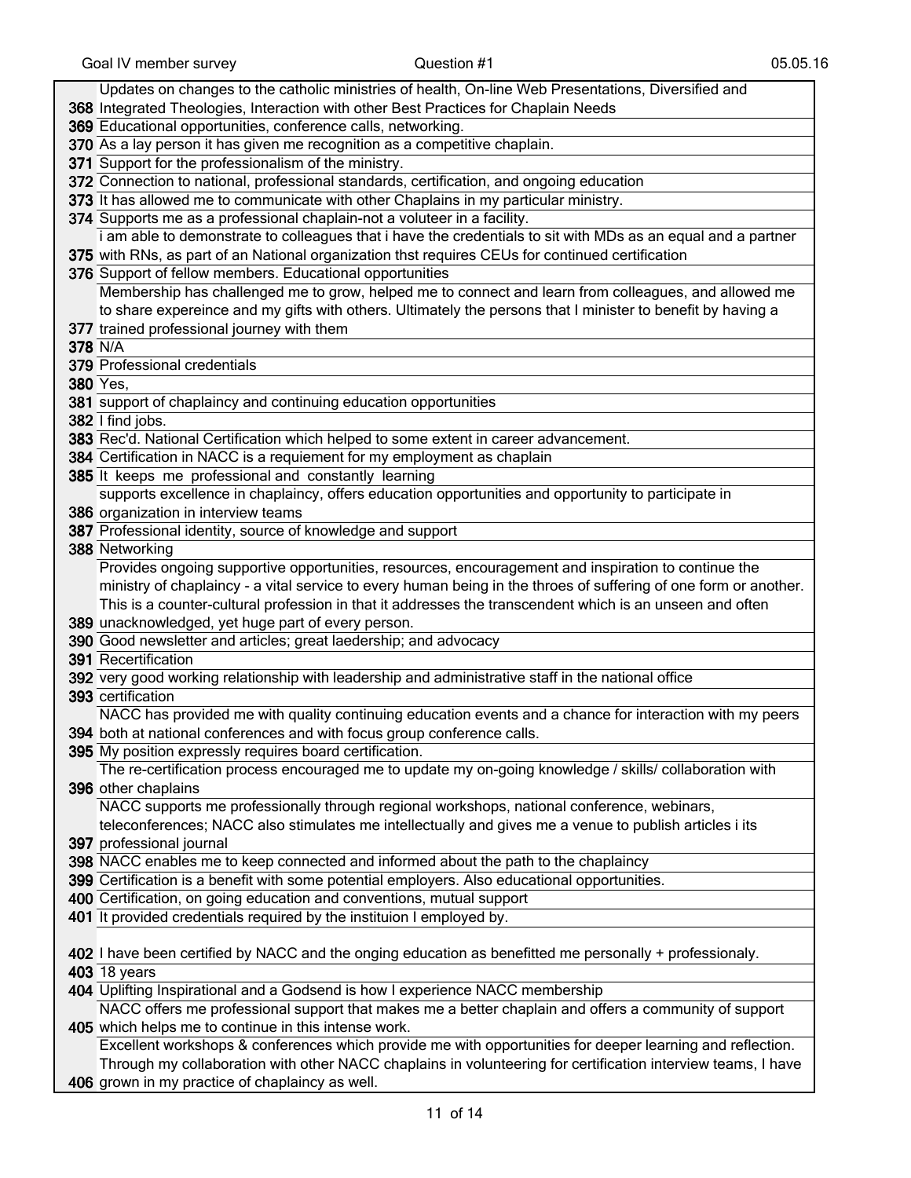| | |
|---|---|
| 368 | Updates on changes to the catholic ministries of health, On-line Web Presentations, Diversified and Integrated Theologies, Interaction with other Best Practices for Chaplain Needs |
| 369 | Educational opportunities, conference calls, networking. |
| 370 | As a lay person it has given me recognition as a competitive chaplain. |
| 371 | Support for the professionalism of the ministry. |
| 372 | Connection to national, professional standards, certification, and ongoing education |
| 373 | It has allowed me to communicate with other Chaplains in my particular ministry. |
| 374 | Supports me as a professional chaplain-not a voluteer in a facility. |
| 375 | i am able to demonstrate to colleagues that i have the credentials to sit with MDs as an equal and a partner with RNs, as part of an National organization thst requires CEUs for continued certification |
| 376 | Support of fellow members. Educational opportunities |
| 377 | Membership has challenged me to grow, helped me to connect and learn from colleagues, and allowed me to share expereince and my gifts with others. Ultimately the persons that I minister to benefit by having a trained professional journey with them |
| 378 | N/A |
| 379 | Professional credentials |
| 380 | Yes, |
| 381 | support of chaplaincy and continuing education opportunities |
| 382 | I find jobs. |
| 383 | Rec'd. National Certification which helped to some extent in career advancement. |
| 384 | Certification in NACC is a requiement for my employment as chaplain |
| 385 | It keeps me professional and constantly learning |
| 386 | supports excellence in chaplaincy, offers education opportunities and opportunity to participate in organization in interview teams |
| 387 | Professional identity, source of knowledge and support |
| 388 | Networking |
| 389 | Provides ongoing supportive opportunities, resources, encouragement and inspiration to continue the ministry of chaplaincy - a vital service to every human being in the throes of suffering of one form or another. This is a counter-cultural profession in that it addresses the transcendent which is an unseen and often unacknowledged, yet huge part of every person. |
| 390 | Good newsletter and articles; great laedership; and advocacy |
| 391 | Recertification |
| 392 | very good working relationship with leadership and administrative staff in the national office |
| 393 | certification |
| 394 | NACC has provided me with quality continuing education events and a chance for interaction with my peers both at national conferences and with focus group conference calls. |
| 395 | My position expressly requires board certification. |
| 396 | The re-certification process encouraged me to update my on-going knowledge / skills/ collaboration with other chaplains |
| 397 | NACC supports me professionally through regional workshops, national conference, webinars, teleconferences; NACC also stimulates me intellectually and gives me a venue to publish articles i its professional journal |
| 398 | NACC enables me to keep connected and informed about the path to the chaplaincy |
| 399 | Certification is a benefit with some potential employers. Also educational opportunities. |
| 400 | Certification, on going education and conventions, mutual support |
| 401 | It provided credentials required by the instituion I employed by. |
| 402 | I have been certified by NACC and the onging education as benefitted me personally + professionaly. |
| 403 | 18 years |
| 404 | Uplifting Inspirational and a Godsend is how I experience NACC membership |
| 405 | NACC offers me professional support that makes me a better chaplain and offers a community of support which helps me to continue in this intense work. |
| 406 | Excellent workshops & conferences which provide me with opportunities for deeper learning and reflection. Through my collaboration with other NACC chaplains in volunteering for certification interview teams, I have grown in my practice of chaplaincy as well. |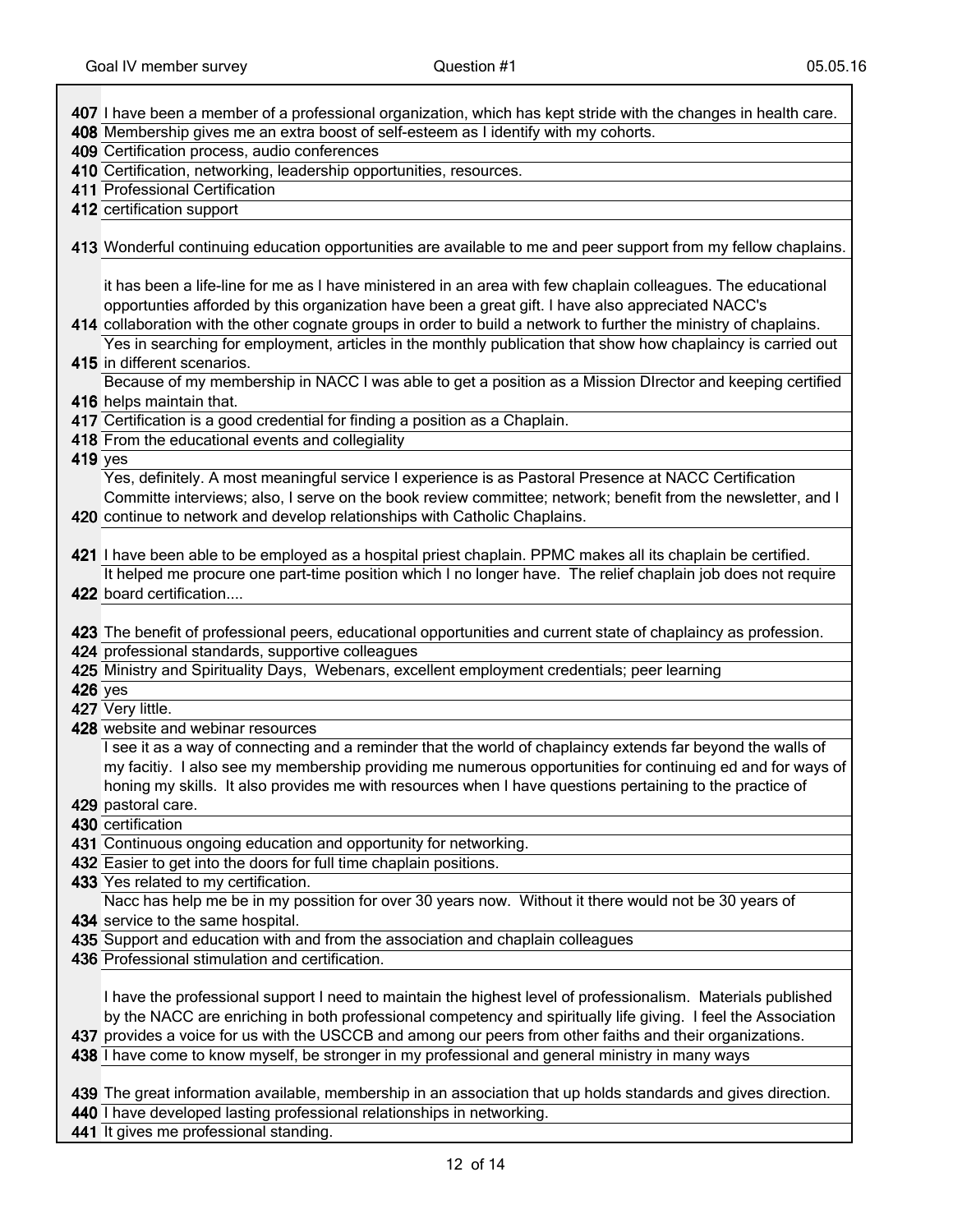| | |
|---|---|
| **407** | I have been a member of a professional organization, which has kept stride with the changes in health care. |
| **408** | Membership gives me an extra boost of self-esteem as I identify with my cohorts. |
| **409** | Certification process, audio conferences |
| **410** | Certification, networking, leadership opportunities, resources. |
| **411** | Professional Certification |
| **412** | certification support |
| **413** | Wonderful continuing education opportunities are available to me and peer support from my fellow chaplains. |
| **414** | it has been a life-line for me as I have ministered in an area with few chaplain colleagues. The educational opportunties afforded by this organization have been a great gift. I have also appreciated NACC's collaboration with the other cognate groups in order to build a network to further the ministry of chaplains. |
| **415** | Yes in searching for employment, articles in the monthly publication that show how chaplaincy is carried out in different scenarios. |
| **416** | Because of my membership in NACC I was able to get a position as a Mission DIrector and keeping certified helps maintain that. |
| **417** | Certification is a good credential for finding a position as a Chaplain. |
| **418** | From the educational events and collegiality |
| **419** | yes |
| **420** | Yes, definitely. A most meaningful service I experience is as Pastoral Presence at NACC Certification Committe interviews; also, I serve on the book review committee; network; benefit from the newsletter, and I continue to network and develop relationships with Catholic Chaplains. |
| **421** | I have been able to be employed as a hospital priest chaplain. PPMC makes all its chaplain be certified. |
| **422** | It helped me procure one part-time position which I no longer have. The relief chaplain job does not require board certification.... |
| **423** | The benefit of professional peers, educational opportunities and current state of chaplaincy as profession. |
| **424** | professional standards, supportive colleagues |
| **425** | Ministry and Spirituality Days, Webenars, excellent employment credentials; peer learning |
| **426** | yes |
| **427** | Very little. |
| **428** | website and webinar resources |
| **429** | I see it as a way of connecting and a reminder that the world of chaplaincy extends far beyond the walls of my facitiy. I also see my membership providing me numerous opportunities for continuing ed and for ways of honing my skills. It also provides me with resources when I have questions pertaining to the practice of pastoral care. |
| **430** | certification |
| **431** | Continuous ongoing education and opportunity for networking. |
| **432** | Easier to get into the doors for full time chaplain positions. |
| **433** | Yes related to my certification. |
| **434** | Nacc has help me be in my possition for over 30 years now. Without it there would not be 30 years of service to the same hospital. |
| **435** | Support and education with and from the association and chaplain colleagues |
| **436** | Professional stimulation and certification. |
| **437** | I have the professional support I need to maintain the highest level of professionalism. Materials published by the NACC are enriching in both professional competency and spiritually life giving. I feel the Association provides a voice for us with the USCCB and among our peers from other faiths and their organizations. |
| **438** | I have come to know myself, be stronger in my professional and general ministry in many ways |
| **439** | The great information available, membership in an association that up holds standards and gives direction. |
| **440** | I have developed lasting professional relationships in networking. |
| **441** | It gives me professional standing. |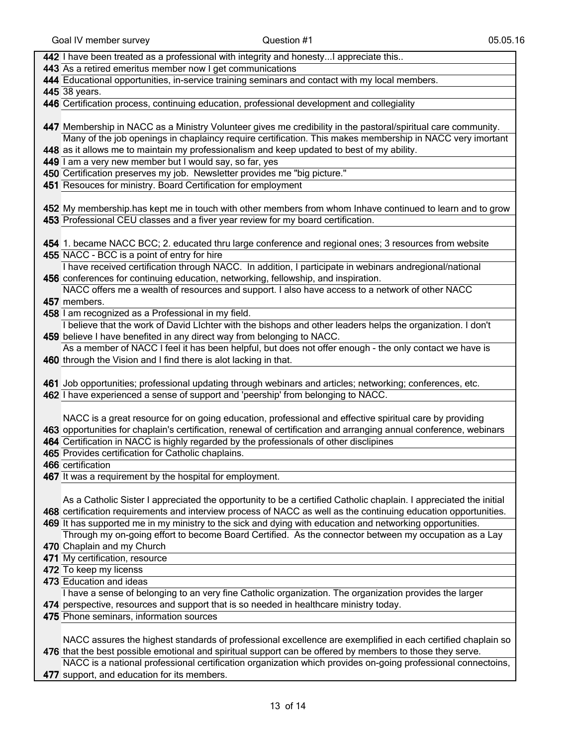| | |
|---|---|
| **442** | I have been treated as a professional with integrity and honesty...I appreciate this.. |
| **443** | As a retired emeritus member now I get communications |
| **444** | Educational opportunities, in-service training seminars and contact with my local members. |
| **445** | 38 years. |
| **446** | Certification process, continuing education, professional development and collegiality |
| **447** | Membership in NACC as a Ministry Volunteer gives me credibility in the pastoral/spiritual care community. |
| **448** | Many of the job openings in chaplaincy require certification. This makes membership in NACC very imortant as it allows me to maintain my professionalism and keep updated to best of my ability. |
| **449** | I am a very new member but I would say, so far, yes |
| **450** | Certification preserves my job. Newsletter provides me "big picture." |
| **451** | Resouces for ministry. Board Certification for employment |
| **452** | My membership.has kept me in touch with other members from whom Inhave continued to learn and to grow |
| **453** | Professional CEU classes and a fiver year review for my board certification. |
| **454** | 1. became NACC BCC; 2. educated thru large conference and regional ones; 3 resources from website |
| **455** | NACC - BCC is a point of entry for hire |
| **456** | I have received certification through NACC. In addition, I participate in webinars andregional/national conferences for continuing education, networking, fellowship, and inspiration. |
| **457** | NACC offers me a wealth of resources and support. I also have access to a network of other NACC members. |
| **458** | I am recognized as a Professional in my field. |
| **459** | I believe that the work of David LIchter with the bishops and other leaders helps the organization. I don't believe I have benefited in any direct way from belonging to NACC. |
| **460** | As a member of NACC I feel it has been helpful, but does not offer enough - the only contact we have is through the Vision and I find there is alot lacking in that. |
| **461** | Job opportunities; professional updating through webinars and articles; networking; conferences, etc. |
| **462** | I have experienced a sense of support and 'peership' from belonging to NACC. |
| **463** | NACC is a great resource for on going education, professional and effective spiritual care by providing opportunities for chaplain's certification, renewal of certification and arranging annual conference, webinars |
| **464** | Certification in NACC is highly regarded by the professionals of other disclipines |
| **465** | Provides certification for Catholic chaplains. |
| **466** | certification |
| **467** | It was a requirement by the hospital for employment. |
| **468** | As a Catholic Sister I appreciated the opportunity to be a certified Catholic chaplain. I appreciated the initial certification requirements and interview process of NACC as well as the continuing education opportunities. |
| **469** | It has supported me in my ministry to the sick and dying with education and networking opportunities. |
| **470** | Through my on-going effort to become Board Certified. As the connector between my occupation as a Lay Chaplain and my Church |
| **471** | My certification, resource |
| **472** | To keep my licenss |
| **473** | Education and ideas |
| **474** | I have a sense of belonging to an very fine Catholic organization. The organization provides the larger perspective, resources and support that is so needed in healthcare ministry today. |
| **475** | Phone seminars, information sources |
| **476** | NACC assures the highest standards of professional excellence are exemplified in each certified chaplain so that the best possible emotional and spiritual support can be offered by members to those they serve. |
| **477** | NACC is a national professional certification organization which provides on-going professional connectoins, support, and education for its members. |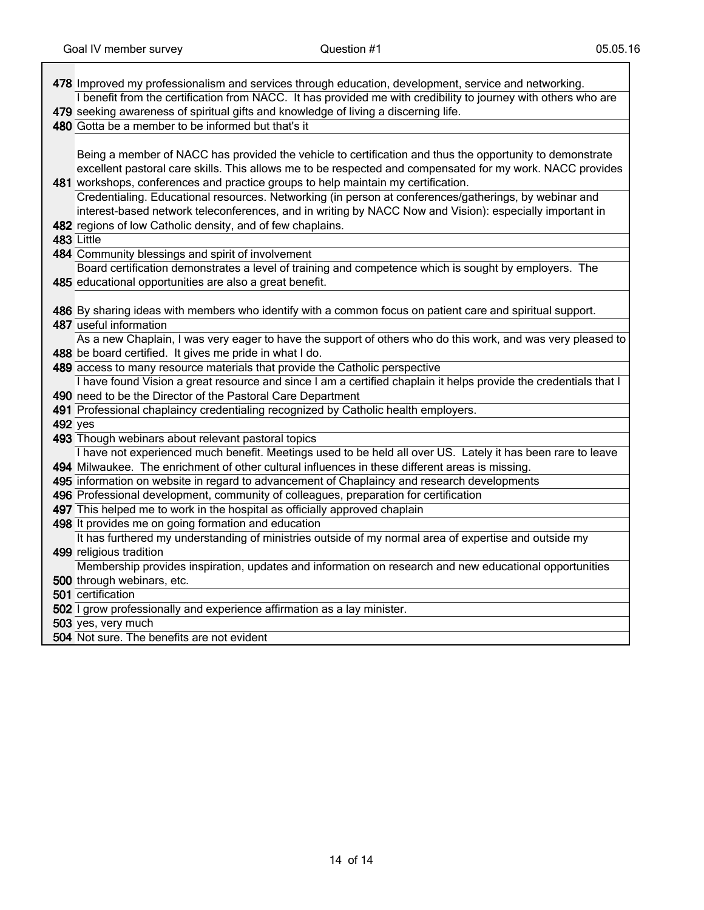| | |
|---|---|
| **478** | Improved my professionalism and services through education, development, service and networking. |
| **479** | I benefit from the certification from NACC. It has provided me with credibility to journey with others who are seeking awareness of spiritual gifts and knowledge of living a discerning life. |
| **480** | Gotta be a member to be informed but that's it |
| **481** | Being a member of NACC has provided the vehicle to certification and thus the opportunity to demonstrate excellent pastoral care skills. This allows me to be respected and compensated for my work. NACC provides workshops, conferences and practice groups to help maintain my certification. |
| **482** | Credentialing. Educational resources. Networking (in person at conferences/gatherings, by webinar and interest-based network teleconferences, and in writing by NACC Now and Vision): especially important in regions of low Catholic density, and of few chaplains. |
| **483** | Little |
| **484** | Community blessings and spirit of involvement |
| **485** | Board certification demonstrates a level of training and competence which is sought by employers. The educational opportunities are also a great benefit. |
| **486** | By sharing ideas with members who identify with a common focus on patient care and spiritual support. |
| **487** | useful information |
| **488** | As a new Chaplain, I was very eager to have the support of others who do this work, and was very pleased to be board certified. It gives me pride in what I do. |
| **489** | access to many resource materials that provide the Catholic perspective |
| **490** | I have found Vision a great resource and since I am a certified chaplain it helps provide the credentials that I need to be the Director of the Pastoral Care Department |
| **491** | Professional chaplaincy credentialing recognized by Catholic health employers. |
| **492** | yes |
| **493** | Though webinars about relevant pastoral topics |
| **494** | I have not experienced much benefit. Meetings used to be held all over US. Lately it has been rare to leave Milwaukee. The enrichment of other cultural influences in these different areas is missing. |
| **495** | information on website in regard to advancement of Chaplaincy and research developments |
| **496** | Professional development, community of colleagues, preparation for certification |
| **497** | This helped me to work in the hospital as officially approved chaplain |
| **498** | It provides me on going formation and education |
| **499** | It has furthered my understanding of ministries outside of my normal area of expertise and outside my religious tradition |
| **500** | Membership provides inspiration, updates and information on research and new educational opportunities through webinars, etc. |
| **501** | certification |
| **502** | I grow professionally and experience affirmation as a lay minister. |
| **503** | yes, very much |
| **504** | Not sure. The benefits are not evident |